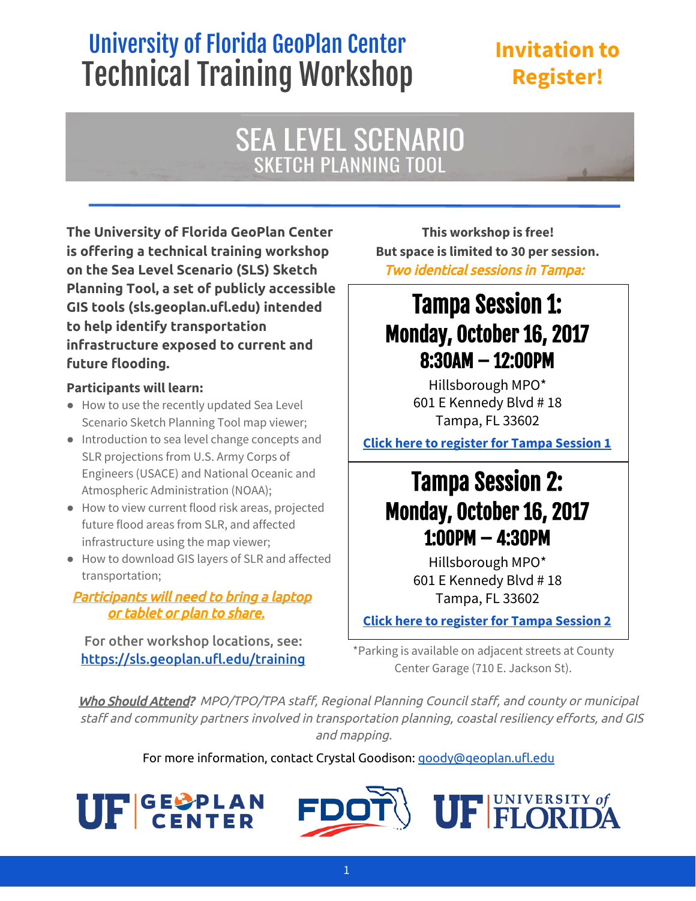# University of Florida GeoPlan Center
# Technical Training Workshop

**Invitation to Register!**

## SEA LEVEL SCENARIO
### SKETCH PLANNING TOOL

**The University of Florida GeoPlan Center is offering a technical training workshop on the Sea Level Scenario (SLS) Sketch Planning Tool, a set of publicly accessible GIS tools (sls.geoplan.ufl.edu) intended to help identify transportation infrastructure exposed to current and future flooding.**

**Participants will learn:**

- How to use the recently updated Sea Level Scenario Sketch Planning Tool map viewer;
- Introduction to sea level change concepts and SLR projections from U.S. Army Corps of Engineers (USACE) and National Oceanic and Atmospheric Administration (NOAA);
- How to view current flood risk areas, projected future flood areas from SLR, and affected infrastructure using the map viewer;
- How to download GIS layers of SLR and affected transportation;

***Participants will need to bring a laptop or tablet or plan to share.***

**For other workshop locations, see:** https://sls.geoplan.ufl.edu/training

**This workshop is free!**
**But space is limited to 30 per session.**
***Two identical sessions in Tampa:***

## Tampa Session 1:
## Monday, October 16, 2017
### 8:30AM – 12:00PM

Hillsborough MPO*
601 E Kennedy Blvd # 18
Tampa, FL 33602

**Click here to register for Tampa Session 1**

## Tampa Session 2:
## Monday, October 16, 2017
### 1:00PM – 4:30PM

Hillsborough MPO*
601 E Kennedy Blvd # 18
Tampa, FL 33602

**Click here to register for Tampa Session 2**

*Parking is available on adjacent streets at County Center Garage (710 E. Jackson St).

*Who Should Attend? MPO/TPO/TPA staff, Regional Planning Council staff, and county or municipal staff and community partners involved in transportation planning, coastal resiliency efforts, and GIS and mapping.*

For more information, contact Crystal Goodison: goody@geoplan.ufl.edu

UF | GEOPLAN CENTER    FDOT    UF | UNIVERSITY of FLORIDA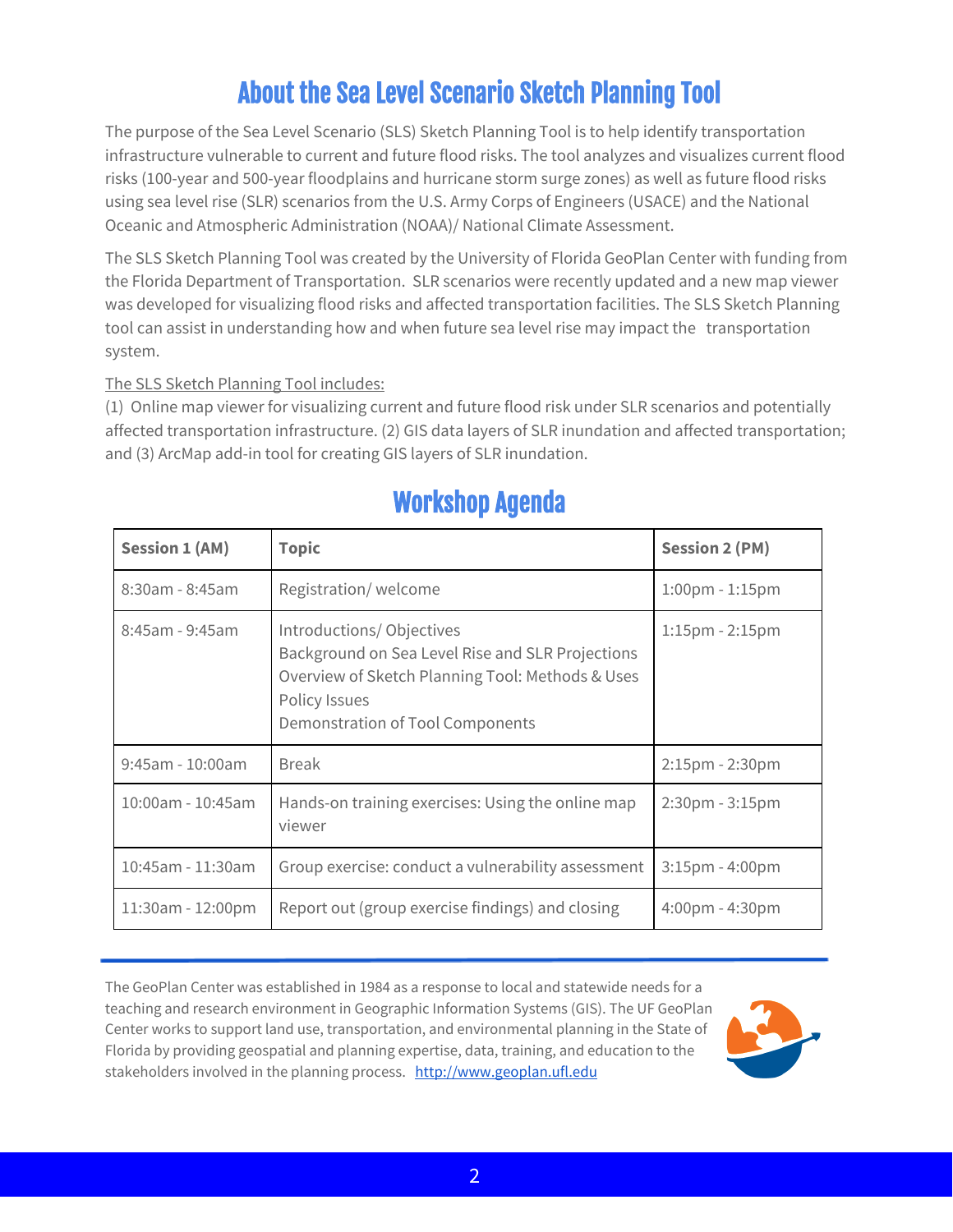# About the Sea Level Scenario Sketch Planning Tool

The purpose of the Sea Level Scenario (SLS) Sketch Planning Tool is to help identify transportation infrastructure vulnerable to current and future flood risks. The tool analyzes and visualizes current flood risks (100-year and 500-year floodplains and hurricane storm surge zones) as well as future flood risks using sea level rise (SLR) scenarios from the U.S. Army Corps of Engineers (USACE) and the National Oceanic and Atmospheric Administration (NOAA)/ National Climate Assessment.

The SLS Sketch Planning Tool was created by the University of Florida GeoPlan Center with funding from the Florida Department of Transportation. SLR scenarios were recently updated and a new map viewer was developed for visualizing flood risks and affected transportation facilities. The SLS Sketch Planning tool can assist in understanding how and when future sea level rise may impact the transportation system.

The SLS Sketch Planning Tool includes:
(1) Online map viewer for visualizing current and future flood risk under SLR scenarios and potentially affected transportation infrastructure. (2) GIS data layers of SLR inundation and affected transportation; and (3) ArcMap add-in tool for creating GIS layers of SLR inundation.

# Workshop Agenda

| Session 1 (AM) | Topic | Session 2 (PM) |
|---|---|---|
| 8:30am - 8:45am | Registration/ welcome | 1:00pm - 1:15pm |
| 8:45am - 9:45am | Introductions/ Objectives<br>Background on Sea Level Rise and SLR Projections<br>Overview of Sketch Planning Tool: Methods & Uses<br>Policy Issues<br>Demonstration of Tool Components | 1:15pm - 2:15pm |
| 9:45am - 10:00am | Break | 2:15pm - 2:30pm |
| 10:00am - 10:45am | Hands-on training exercises: Using the online map viewer | 2:30pm - 3:15pm |
| 10:45am - 11:30am | Group exercise: conduct a vulnerability assessment | 3:15pm - 4:00pm |
| 11:30am - 12:00pm | Report out (group exercise findings) and closing | 4:00pm - 4:30pm |

The GeoPlan Center was established in 1984 as a response to local and statewide needs for a teaching and research environment in Geographic Information Systems (GIS). The UF GeoPlan Center works to support land use, transportation, and environmental planning in the State of Florida by providing geospatial and planning expertise, data, training, and education to the stakeholders involved in the planning process. http://www.geoplan.ufl.edu